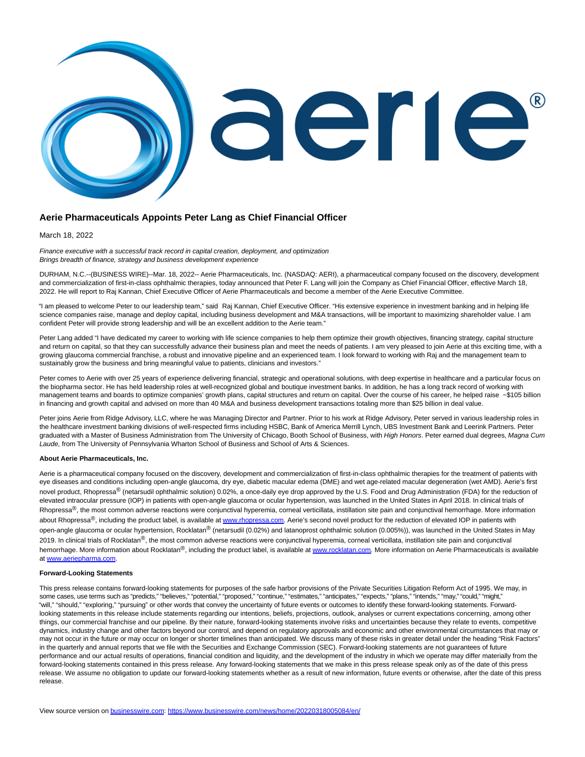# Aerie Pharmaceuticals Appoints Peter Lang as Chief Financial Officer

March 18, 2022

*Finance executive with a successful track record in capital creation, deployment, and optimization*
*Brings breadth of finance, strategy and business development experience*

DURHAM, N.C.--(BUSINESS WIRE)--Mar. 18, 2022-- Aerie Pharmaceuticals, Inc. (NASDAQ: AERI), a pharmaceutical company focused on the discovery, development and commercialization of first-in-class ophthalmic therapies, today announced that Peter F. Lang will join the Company as Chief Financial Officer, effective March 18, 2022. He will report to Raj Kannan, Chief Executive Officer of Aerie Pharmaceuticals and become a member of the Aerie Executive Committee.

"I am pleased to welcome Peter to our leadership team," said Raj Kannan, Chief Executive Officer. "His extensive experience in investment banking and in helping life science companies raise, manage and deploy capital, including business development and M&A transactions, will be important to maximizing shareholder value. I am confident Peter will provide strong leadership and will be an excellent addition to the Aerie team."

Peter Lang added "I have dedicated my career to working with life science companies to help them optimize their growth objectives, financing strategy, capital structure and return on capital, so that they can successfully advance their business plan and meet the needs of patients. I am very pleased to join Aerie at this exciting time, with a growing glaucoma commercial franchise, a robust and innovative pipeline and an experienced team. I look forward to working with Raj and the management team to sustainably grow the business and bring meaningful value to patients, clinicians and investors."

Peter comes to Aerie with over 25 years of experience delivering financial, strategic and operational solutions, with deep expertise in healthcare and a particular focus on the biopharma sector. He has held leadership roles at well-recognized global and boutique investment banks. In addition, he has a long track record of working with management teams and boards to optimize companies' growth plans, capital structures and return on capital. Over the course of his career, he helped raise ~$105 billion in financing and growth capital and advised on more than 40 M&A and business development transactions totaling more than $25 billion in deal value.

Peter joins Aerie from Ridge Advisory, LLC, where he was Managing Director and Partner. Prior to his work at Ridge Advisory, Peter served in various leadership roles in the healthcare investment banking divisions of well-respected firms including HSBC, Bank of America Merrill Lynch, UBS Investment Bank and Leerink Partners. Peter graduated with a Master of Business Administration from The University of Chicago, Booth School of Business, with *High Honors*. Peter earned dual degrees, *Magna Cum Laude,* from The University of Pennsylvania Wharton School of Business and School of Arts & Sciences.

**About Aerie Pharmaceuticals, Inc.**

Aerie is a pharmaceutical company focused on the discovery, development and commercialization of first-in-class ophthalmic therapies for the treatment of patients with eye diseases and conditions including open-angle glaucoma, dry eye, diabetic macular edema (DME) and wet age-related macular degeneration (wet AMD). Aerie's first novel product, Rhopressa® (netarsudil ophthalmic solution) 0.02%, a once-daily eye drop approved by the U.S. Food and Drug Administration (FDA) for the reduction of elevated intraocular pressure (IOP) in patients with open-angle glaucoma or ocular hypertension, was launched in the United States in April 2018. In clinical trials of Rhopressa®, the most common adverse reactions were conjunctival hyperemia, corneal verticillata, instillation site pain and conjunctival hemorrhage. More information about Rhopressa®, including the product label, is available at www.rhopressa.com. Aerie's second novel product for the reduction of elevated IOP in patients with open-angle glaucoma or ocular hypertension, Rocklatan® (netarsudil (0.02%) and latanoprost ophthalmic solution (0.005%)), was launched in the United States in May 2019. In clinical trials of Rocklatan®, the most common adverse reactions were conjunctival hyperemia, corneal verticillata, instillation site pain and conjunctival hemorrhage. More information about Rocklatan®, including the product label, is available at www.rocklatan.com. More information on Aerie Pharmaceuticals is available at www.aeriepharma.com.

**Forward-Looking Statements**

This press release contains forward-looking statements for purposes of the safe harbor provisions of the Private Securities Litigation Reform Act of 1995. We may, in some cases, use terms such as "predicts," "believes," "potential," "proposed," "continue," "estimates," "anticipates," "expects," "plans," "intends," "may," "could," "might," "will," "should," "exploring," "pursuing" or other words that convey the uncertainty of future events or outcomes to identify these forward-looking statements. Forward-looking statements in this release include statements regarding our intentions, beliefs, projections, outlook, analyses or current expectations concerning, among other things, our commercial franchise and our pipeline. By their nature, forward-looking statements involve risks and uncertainties because they relate to events, competitive dynamics, industry change and other factors beyond our control, and depend on regulatory approvals and economic and other environmental circumstances that may or may not occur in the future or may occur on longer or shorter timelines than anticipated. We discuss many of these risks in greater detail under the heading "Risk Factors" in the quarterly and annual reports that we file with the Securities and Exchange Commission (SEC). Forward-looking statements are not guarantees of future performance and our actual results of operations, financial condition and liquidity, and the development of the industry in which we operate may differ materially from the forward-looking statements contained in this press release. Any forward-looking statements that we make in this press release speak only as of the date of this press release. We assume no obligation to update our forward-looking statements whether as a result of new information, future events or otherwise, after the date of this press release.

View source version on businesswire.com: https://www.businesswire.com/news/home/20220318005084/en/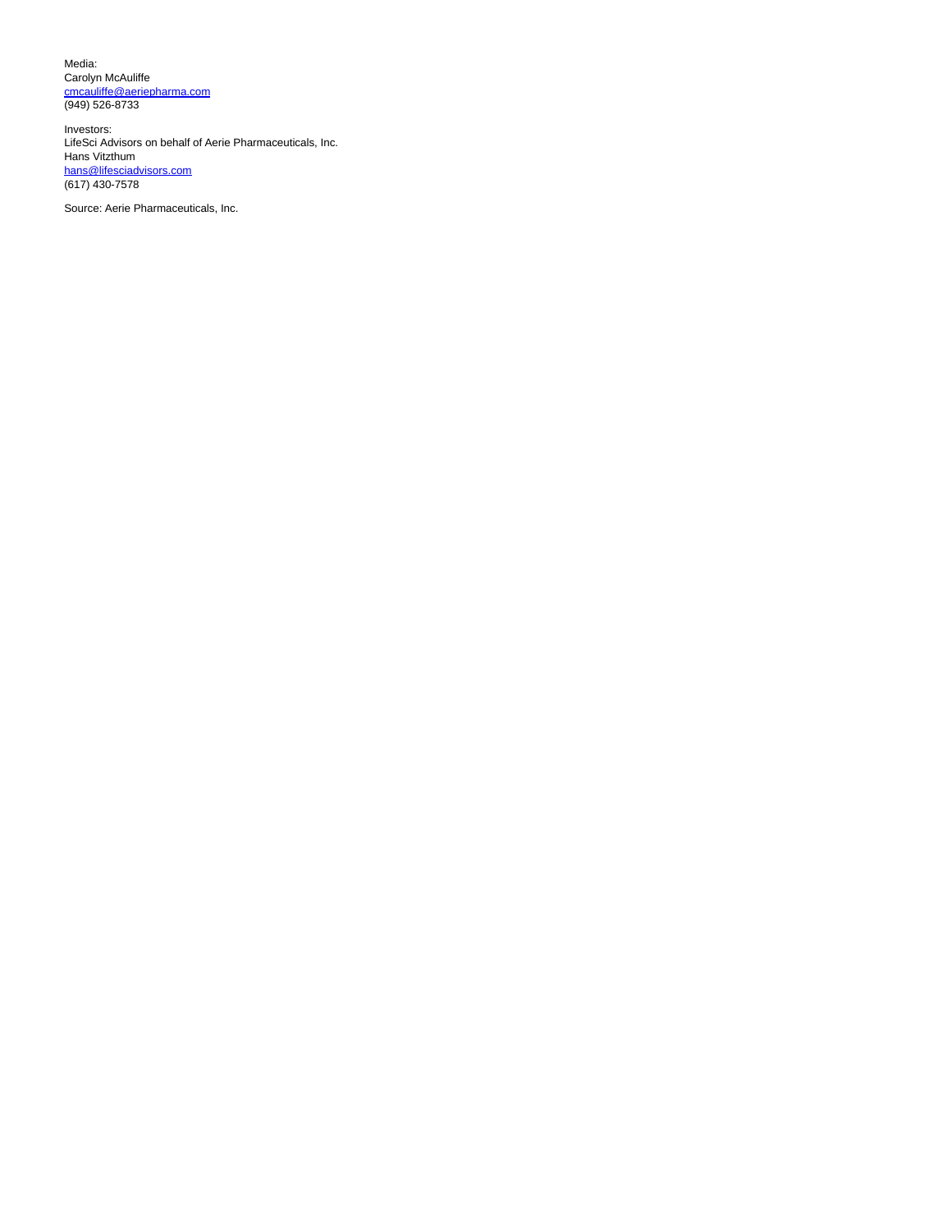Media:
Carolyn McAuliffe
[cmcauliffe@aeriepharma.com](mailto:cmcauliffe@aeriepharma.com)
(949) 526-8733

Investors:
LifeSci Advisors on behalf of Aerie Pharmaceuticals, Inc.
Hans Vitzthum
[hans@lifesciadvisors.com](mailto:hans@lifesciadvisors.com)
(617) 430-7578

Source: Aerie Pharmaceuticals, Inc.